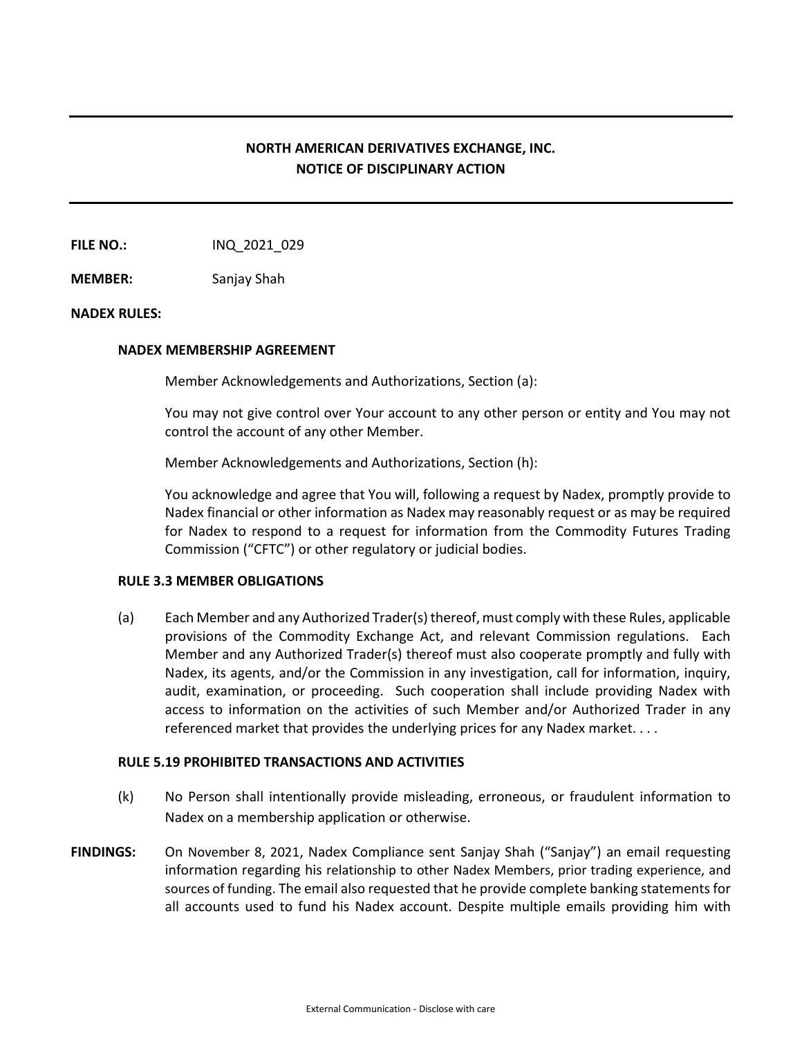# NORTH AMERICAN DERIVATIVES EXCHANGE, INC.
## NOTICE OF DISCIPLINARY ACTION

**FILE NO.:** INQ_2021_029

**MEMBER:** Sanjay Shah

**NADEX RULES:**

### NADEX MEMBERSHIP AGREEMENT

Member Acknowledgements and Authorizations, Section (a):

You may not give control over Your account to any other person or entity and You may not control the account of any other Member.

Member Acknowledgements and Authorizations, Section (h):

You acknowledge and agree that You will, following a request by Nadex, promptly provide to Nadex financial or other information as Nadex may reasonably request or as may be required for Nadex to respond to a request for information from the Commodity Futures Trading Commission ("CFTC") or other regulatory or judicial bodies.

### RULE 3.3 MEMBER OBLIGATIONS

(a) Each Member and any Authorized Trader(s) thereof, must comply with these Rules, applicable provisions of the Commodity Exchange Act, and relevant Commission regulations. Each Member and any Authorized Trader(s) thereof must also cooperate promptly and fully with Nadex, its agents, and/or the Commission in any investigation, call for information, inquiry, audit, examination, or proceeding. Such cooperation shall include providing Nadex with access to information on the activities of such Member and/or Authorized Trader in any referenced market that provides the underlying prices for any Nadex market. . . .

### RULE 5.19 PROHIBITED TRANSACTIONS AND ACTIVITIES

(k) No Person shall intentionally provide misleading, erroneous, or fraudulent information to Nadex on a membership application or otherwise.

**FINDINGS:** On November 8, 2021, Nadex Compliance sent Sanjay Shah ("Sanjay") an email requesting information regarding his relationship to other Nadex Members, prior trading experience, and sources of funding. The email also requested that he provide complete banking statements for all accounts used to fund his Nadex account. Despite multiple emails providing him with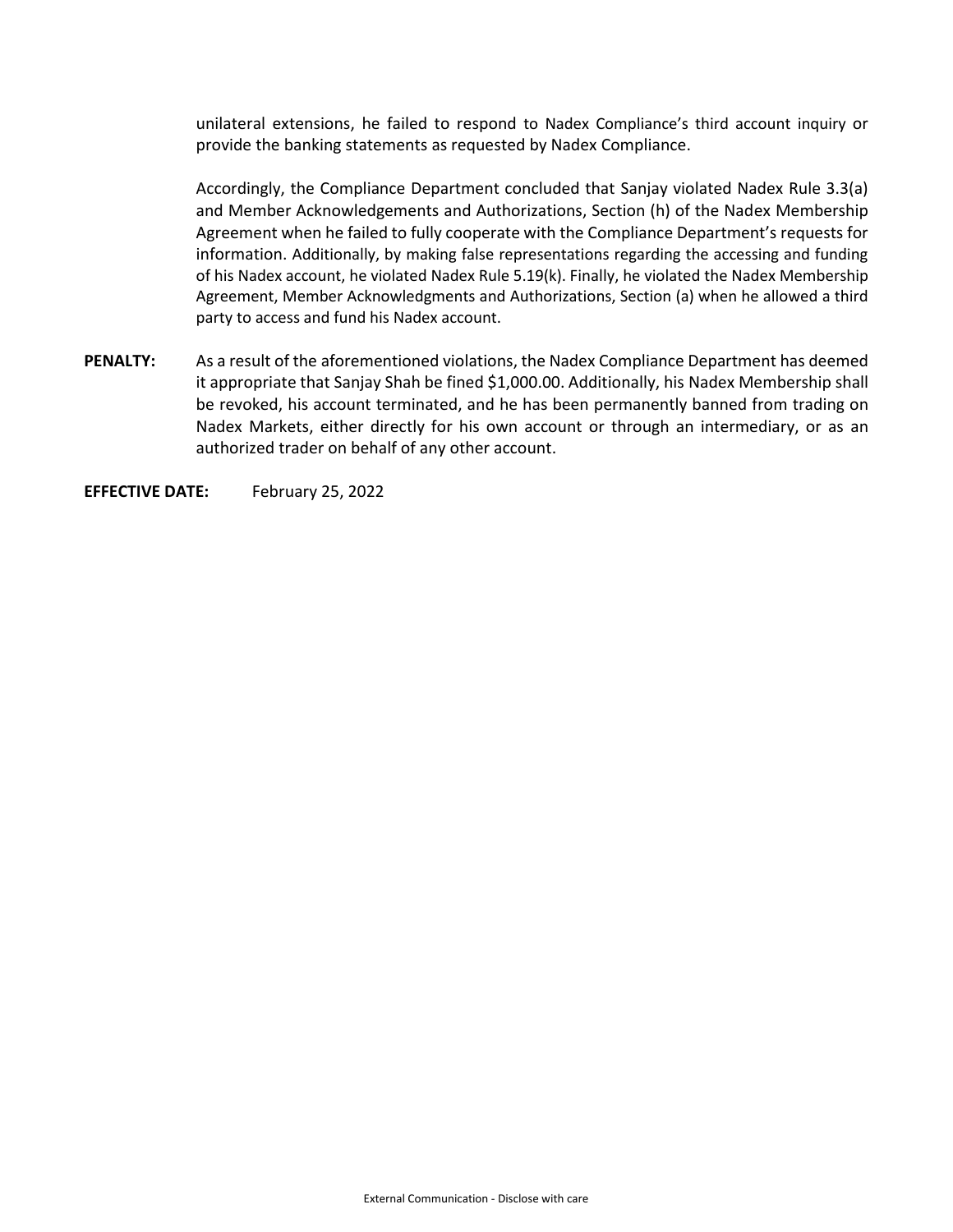unilateral extensions, he failed to respond to Nadex Compliance's third account inquiry or provide the banking statements as requested by Nadex Compliance.

Accordingly, the Compliance Department concluded that Sanjay violated Nadex Rule 3.3(a) and Member Acknowledgements and Authorizations, Section (h) of the Nadex Membership Agreement when he failed to fully cooperate with the Compliance Department's requests for information. Additionally, by making false representations regarding the accessing and funding of his Nadex account, he violated Nadex Rule 5.19(k). Finally, he violated the Nadex Membership Agreement, Member Acknowledgments and Authorizations, Section (a) when he allowed a third party to access and fund his Nadex account.

**PENALTY:** As a result of the aforementioned violations, the Nadex Compliance Department has deemed it appropriate that Sanjay Shah be fined $1,000.00. Additionally, his Nadex Membership shall be revoked, his account terminated, and he has been permanently banned from trading on Nadex Markets, either directly for his own account or through an intermediary, or as an authorized trader on behalf of any other account.

**EFFECTIVE DATE:** February 25, 2022